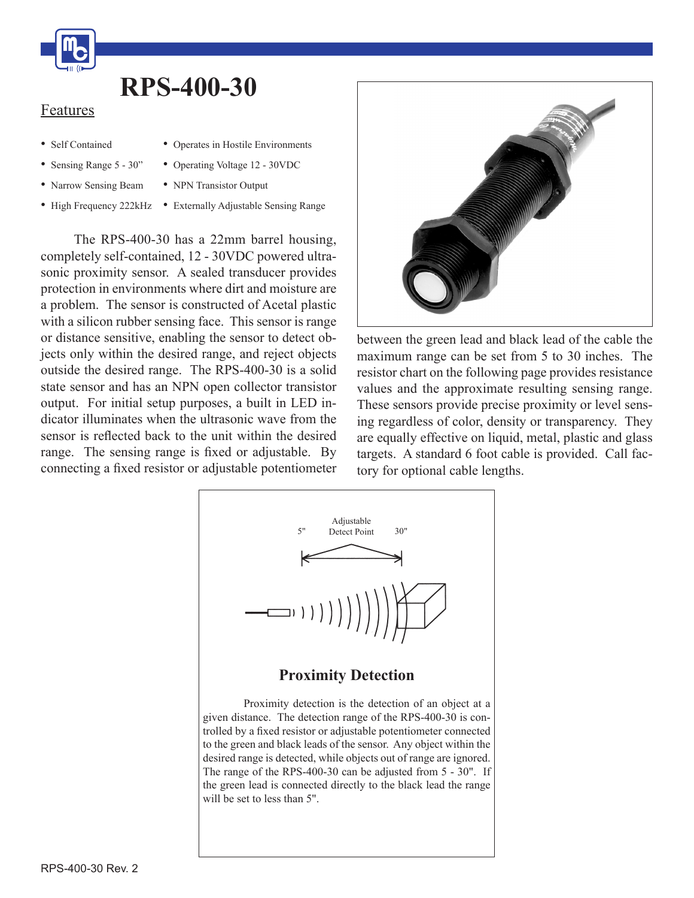# RPS-400-30

## Features

- Self Contained
- Sensing Range 5 - 30"
- Narrow Sensing Beam
- High Frequency 222kHz
- Operates in Hostile Environments
- Operating Voltage 12 - 30VDC
- NPN Transistor Output
- Externally Adjustable Sensing Range

The RPS-400-30 has a 22mm barrel housing, completely self-contained, 12 - 30VDC powered ultrasonic proximity sensor. A sealed transducer provides protection in environments where dirt and moisture are a problem. The sensor is constructed of Acetal plastic with a silicon rubber sensing face. This sensor is range or distance sensitive, enabling the sensor to detect objects only within the desired range, and reject objects outside the desired range. The RPS-400-30 is a solid state sensor and has an NPN open collector transistor output. For initial setup purposes, a built in LED indicator illuminates when the ultrasonic wave from the sensor is reflected back to the unit within the desired range. The sensing range is fixed or adjustable. By connecting a fixed resistor or adjustable potentiometer between the green lead and black lead of the cable the maximum range can be set from 5 to 30 inches. The resistor chart on the following page provides resistance values and the approximate resulting sensing range. These sensors provide precise proximity or level sensing regardless of color, density or transparency. They are equally effective on liquid, metal, plastic and glass targets. A standard 6 foot cable is provided. Call factory for optional cable lengths.

5" Adjustable Detect Point 30"

### Proximity Detection

Proximity detection is the detection of an object at a given distance. The detection range of the RPS-400-30 is controlled by a fixed resistor or adjustable potentiometer connected to the green and black leads of the sensor. Any object within the desired range is detected, while objects out of range are ignored. The range of the RPS-400-30 can be adjusted from 5 - 30". If the green lead is connected directly to the black lead the range will be set to less than 5".

RPS-400-30 Rev. 2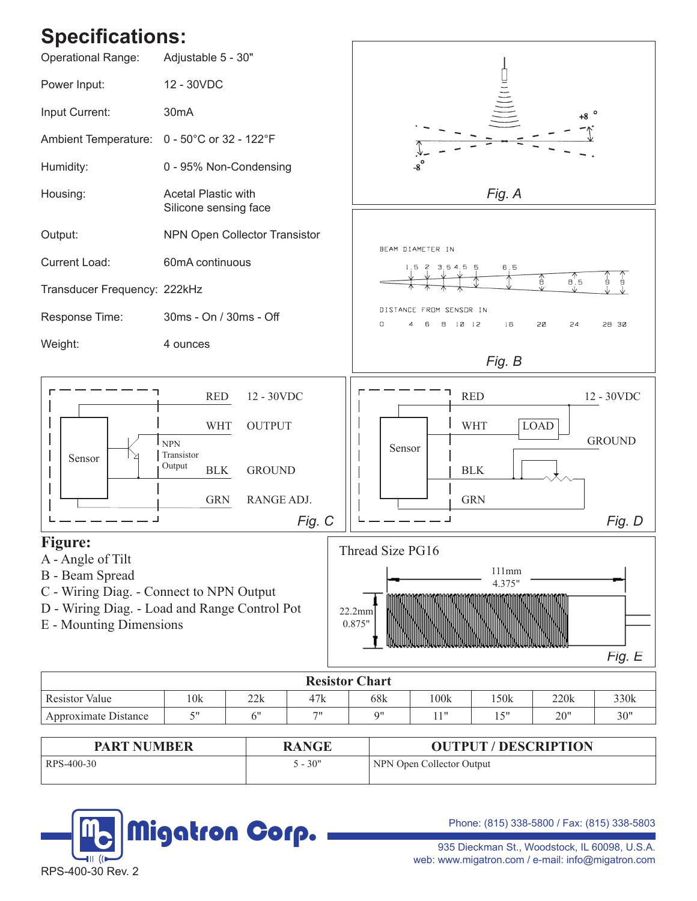# Specifications:

| | |
|---|---|
| Operational Range: | Adjustable 5 - 30" |
| Power Input: | 12 - 30VDC |
| Input Current: | 30mA |
| Ambient Temperature: | 0 - 50°C or 32 - 122°F |
| Humidity: | 0 - 95% Non-Condensing |
| Housing: | Acetal Plastic with Silicone sensing face |
| Output: | NPN Open Collector Transistor |
| Current Load: | 60mA continuous |
| Transducer Frequency: | 222kHz |
| Response Time: | 30ms - On / 30ms - Off |
| Weight: | 4 ounces |

+8°

-8°

*Fig. A*

BEAM DIAMETER IN.

1.5 2 3.5 4.5 5 6.5 8 8.5 9 9

DISTANCE FROM SENSOR IN.

0 4 6 8 10 12 16 20 24 28 30

*Fig. B*

Sensor

NPN Transistor Output

RED 12 - 30VDC

WHT OUTPUT

BLK GROUND

GRN RANGE ADJ.

*Fig. C*

Sensor

RED 12 - 30VDC

WHT LOAD

GROUND

BLK

GRN

*Fig. D*

**Figure:**

A - Angle of Tilt
B - Beam Spread
C - Wiring Diag. - Connect to NPN Output
D - Wiring Diag. - Load and Range Control Pot
E - Mounting Dimensions

Thread Size PG16

111mm
4.375"

22.2mm
0.875"

*Fig. E*

**Resistor Chart**

| Resistor Value | 10k | 22k | 47k | 68k | 100k | 150k | 220k | 330k |
|---|---|---|---|---|---|---|---|---|
| Approximate Distance | 5" | 6" | 7" | 9" | 11" | 15" | 20" | 30" |

| PART NUMBER | RANGE | OUTPUT / DESCRIPTION |
|---|---|---|
| RPS-400-30 | 5 - 30" | NPN Open Collector Output |

Migatron Corp.

Phone: (815) 338-5800 / Fax: (815) 338-5803

935 Dieckman St., Woodstock, IL 60098, U.S.A.
web: www.migatron.com / e-mail: info@migatron.com

RPS-400-30 Rev. 2